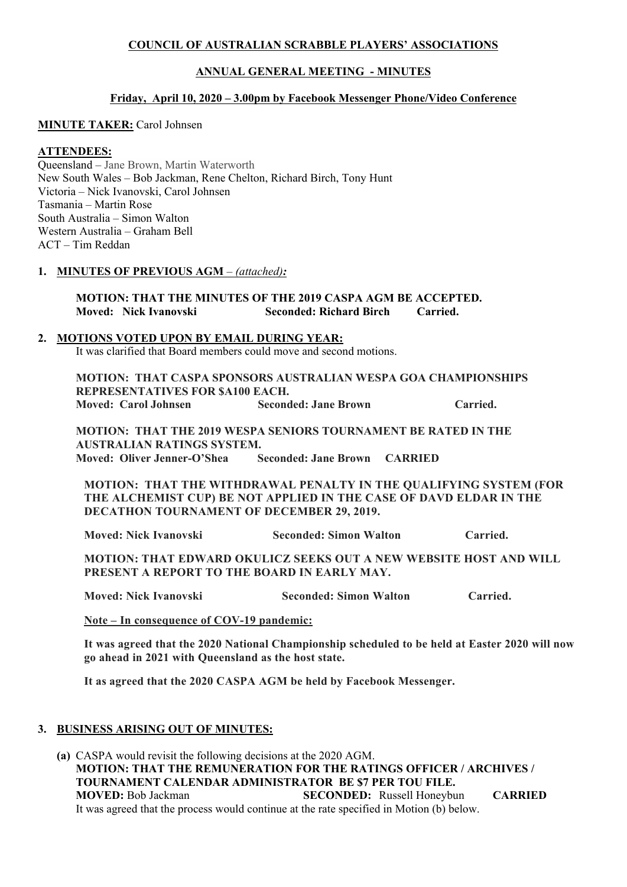**COUNCIL OF AUSTRALIAN SCRABBLE PLAYERS' ASSOCIATIONS**

**ANNUAL GENERAL MEETING - MINUTES**

**Friday, April 10, 2020 – 3.00pm by Facebook Messenger Phone/Video Conference**

**MINUTE TAKER:** Carol Johnsen

**ATTENDEES:**
Queensland – Jane Brown, Martin Waterworth
New South Wales – Bob Jackman, Rene Chelton, Richard Birch, Tony Hunt
Victoria – Nick Ivanovski, Carol Johnsen
Tasmania – Martin Rose
South Australia – Simon Walton
Western Australia – Graham Bell
ACT – Tim Reddan

**1. MINUTES OF PREVIOUS AGM** – ***(attached):***

**MOTION: THAT THE MINUTES OF THE 2019 CASPA AGM BE ACCEPTED.**
**Moved: Nick Ivanovski Seconded: Richard Birch Carried.**

**2. MOTIONS VOTED UPON BY EMAIL DURING YEAR:**

It was clarified that Board members could move and second motions.

**MOTION: THAT CASPA SPONSORS AUSTRALIAN WESPA GOA CHAMPIONSHIPS REPRESENTATIVES FOR $A100 EACH.**
**Moved: Carol Johnsen Seconded: Jane Brown Carried.**

**MOTION: THAT THE 2019 WESPA SENIORS TOURNAMENT BE RATED IN THE AUSTRALIAN RATINGS SYSTEM.**
**Moved: Oliver Jenner-O'Shea Seconded: Jane Brown CARRIED**

**MOTION: THAT THE WITHDRAWAL PENALTY IN THE QUALIFYING SYSTEM (FOR THE ALCHEMIST CUP) BE NOT APPLIED IN THE CASE OF DAVD ELDAR IN THE DECATHON TOURNAMENT OF DECEMBER 29, 2019.**

**Moved: Nick Ivanovski Seconded: Simon Walton Carried.**

**MOTION: THAT EDWARD OKULICZ SEEKS OUT A NEW WEBSITE HOST AND WILL PRESENT A REPORT TO THE BOARD IN EARLY MAY.**

**Moved: Nick Ivanovski Seconded: Simon Walton Carried.**

**Note – In consequence of COV-19 pandemic:**

**It was agreed that the 2020 National Championship scheduled to be held at Easter 2020 will now go ahead in 2021 with Queensland as the host state.**

**It as agreed that the 2020 CASPA AGM be held by Facebook Messenger.**

**3. BUSINESS ARISING OUT OF MINUTES:**

**(a)** CASPA would revisit the following decisions at the 2020 AGM.
**MOTION: THAT THE REMUNERATION FOR THE RATINGS OFFICER / ARCHIVES / TOURNAMENT CALENDAR ADMINISTRATOR BE $7 PER TOU FILE.**
**MOVED:** Bob Jackman **SECONDED:** Russell Honeybun **CARRIED**
It was agreed that the process would continue at the rate specified in Motion (b) below.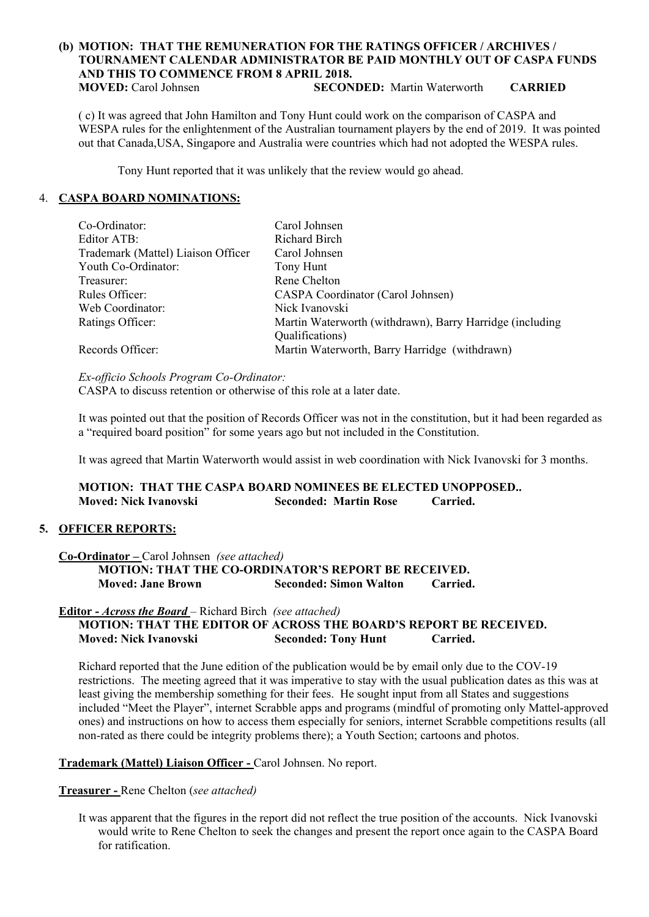**(b) MOTION: THAT THE REMUNERATION FOR THE RATINGS OFFICER / ARCHIVES / TOURNAMENT CALENDAR ADMINISTRATOR BE PAID MONTHLY OUT OF CASPA FUNDS AND THIS TO COMMENCE FROM 8 APRIL 2018.**
**MOVED:** Carol Johnsen **SECONDED:** Martin Waterworth **CARRIED**

( c) It was agreed that John Hamilton and Tony Hunt could work on the comparison of CASPA and WESPA rules for the enlightenment of the Australian tournament players by the end of 2019. It was pointed out that Canada,USA, Singapore and Australia were countries which had not adopted the WESPA rules.

Tony Hunt reported that it was unlikely that the review would go ahead.

## 4. CASPA BOARD NOMINATIONS:

| | |
|---|---|
| Co-Ordinator: | Carol Johnsen |
| Editor ATB: | Richard Birch |
| Trademark (Mattel) Liaison Officer | Carol Johnsen |
| Youth Co-Ordinator: | Tony Hunt |
| Treasurer: | Rene Chelton |
| Rules Officer: | CASPA Coordinator (Carol Johnsen) |
| Web Coordinator: | Nick Ivanovski |
| Ratings Officer: | Martin Waterworth (withdrawn), Barry Harridge (including Qualifications) |
| Records Officer: | Martin Waterworth, Barry Harridge (withdrawn) |

*Ex-officio Schools Program Co-Ordinator:*
CASPA to discuss retention or otherwise of this role at a later date.

It was pointed out that the position of Records Officer was not in the constitution, but it had been regarded as a "required board position" for some years ago but not included in the Constitution.

It was agreed that Martin Waterworth would assist in web coordination with Nick Ivanovski for 3 months.

**MOTION: THAT THE CASPA BOARD NOMINEES BE ELECTED UNOPPOSED..**
**Moved: Nick Ivanovski Seconded: Martin Rose Carried.**

## 5. OFFICER REPORTS:

**Co-Ordinator –** Carol Johnsen *(see attached)*
**MOTION: THAT THE CO-ORDINATOR'S REPORT BE RECEIVED.**
**Moved: Jane Brown Seconded: Simon Walton Carried.**

**Editor - *Across the Board*** – Richard Birch *(see attached)*
**MOTION: THAT THE EDITOR OF ACROSS THE BOARD'S REPORT BE RECEIVED.**
**Moved: Nick Ivanovski Seconded: Tony Hunt Carried.**

Richard reported that the June edition of the publication would be by email only due to the COV-19 restrictions. The meeting agreed that it was imperative to stay with the usual publication dates as this was at least giving the membership something for their fees. He sought input from all States and suggestions included "Meet the Player", internet Scrabble apps and programs (mindful of promoting only Mattel-approved ones) and instructions on how to access them especially for seniors, internet Scrabble competitions results (all non-rated as there could be integrity problems there); a Youth Section; cartoons and photos.

**Trademark (Mattel) Liaison Officer -** Carol Johnsen. No report.

**Treasurer -** Rene Chelton (*see attached)*

It was apparent that the figures in the report did not reflect the true position of the accounts. Nick Ivanovski would write to Rene Chelton to seek the changes and present the report once again to the CASPA Board for ratification.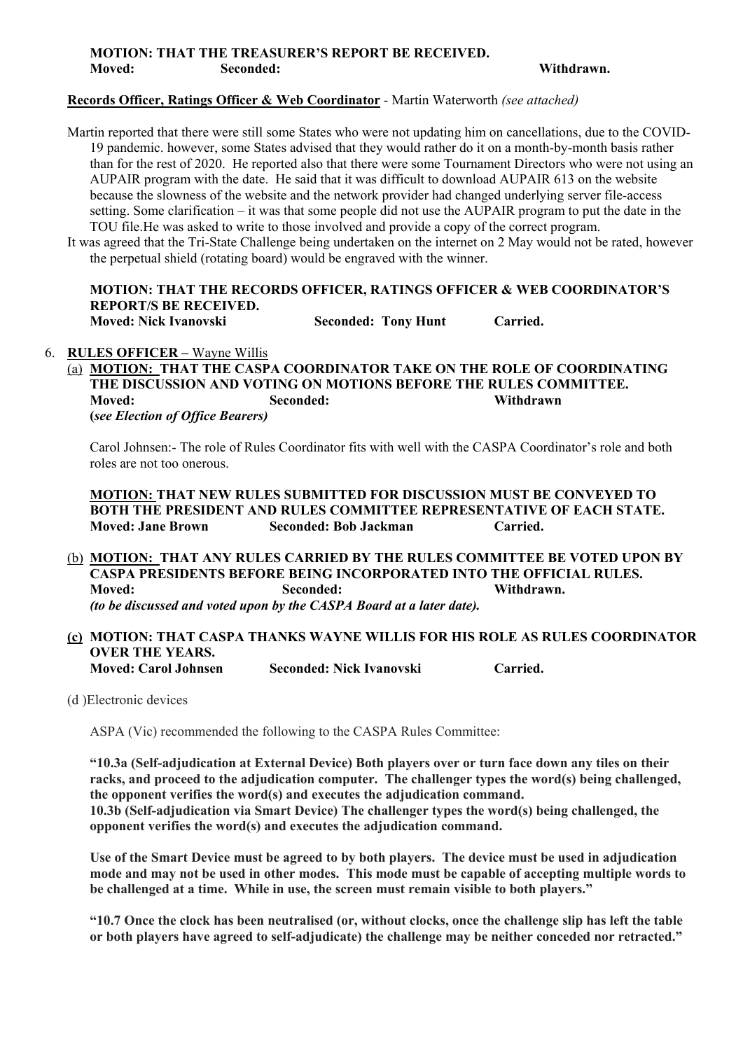**MOTION: THAT THE TREASURER'S REPORT BE RECEIVED.**
**Moved: Seconded: Withdrawn.**

**Records Officer, Ratings Officer & Web Coordinator** - Martin Waterworth *(see attached)*

Martin reported that there were still some States who were not updating him on cancellations, due to the COVID-19 pandemic. however, some States advised that they would rather do it on a month-by-month basis rather than for the rest of 2020. He reported also that there were some Tournament Directors who were not using an AUPAIR program with the date. He said that it was difficult to download AUPAIR 613 on the website because the slowness of the website and the network provider had changed underlying server file-access setting. Some clarification – it was that some people did not use the AUPAIR program to put the date in the TOU file.He was asked to write to those involved and provide a copy of the correct program.

It was agreed that the Tri-State Challenge being undertaken on the internet on 2 May would not be rated, however the perpetual shield (rotating board) would be engraved with the winner.

**MOTION: THAT THE RECORDS OFFICER, RATINGS OFFICER & WEB COORDINATOR'S REPORT/S BE RECEIVED.**
**Moved: Nick Ivanovski Seconded: Tony Hunt Carried.**

6. **RULES OFFICER –** Wayne Willis

(a) **MOTION: THAT THE CASPA COORDINATOR TAKE ON THE ROLE OF COORDINATING THE DISCUSSION AND VOTING ON MOTIONS BEFORE THE RULES COMMITTEE.**
**Moved: Seconded: Withdrawn**
**(*see Election of Office Bearers)***

Carol Johnsen:- The role of Rules Coordinator fits with well with the CASPA Coordinator's role and both roles are not too onerous.

**MOTION: THAT NEW RULES SUBMITTED FOR DISCUSSION MUST BE CONVEYED TO BOTH THE PRESIDENT AND RULES COMMITTEE REPRESENTATIVE OF EACH STATE.**
**Moved: Jane Brown Seconded: Bob Jackman Carried.**

(b) **MOTION: THAT ANY RULES CARRIED BY THE RULES COMMITTEE BE VOTED UPON BY CASPA PRESIDENTS BEFORE BEING INCORPORATED INTO THE OFFICIAL RULES.**
**Moved: Seconded: Withdrawn.**
***(to be discussed and voted upon by the CASPA Board at a later date).***

**(c) MOTION: THAT CASPA THANKS WAYNE WILLIS FOR HIS ROLE AS RULES COORDINATOR OVER THE YEARS.**
**Moved: Carol Johnsen Seconded: Nick Ivanovski Carried.**

(d )Electronic devices

ASPA (Vic) recommended the following to the CASPA Rules Committee:

**"10.3a (Self-adjudication at External Device) Both players over or turn face down any tiles on their racks, and proceed to the adjudication computer. The challenger types the word(s) being challenged, the opponent verifies the word(s) and executes the adjudication command.**
**10.3b (Self-adjudication via Smart Device) The challenger types the word(s) being challenged, the opponent verifies the word(s) and executes the adjudication command.**

**Use of the Smart Device must be agreed to by both players. The device must be used in adjudication mode and may not be used in other modes. This mode must be capable of accepting multiple words to be challenged at a time. While in use, the screen must remain visible to both players."**

**"10.7 Once the clock has been neutralised (or, without clocks, once the challenge slip has left the table or both players have agreed to self-adjudicate) the challenge may be neither conceded nor retracted."**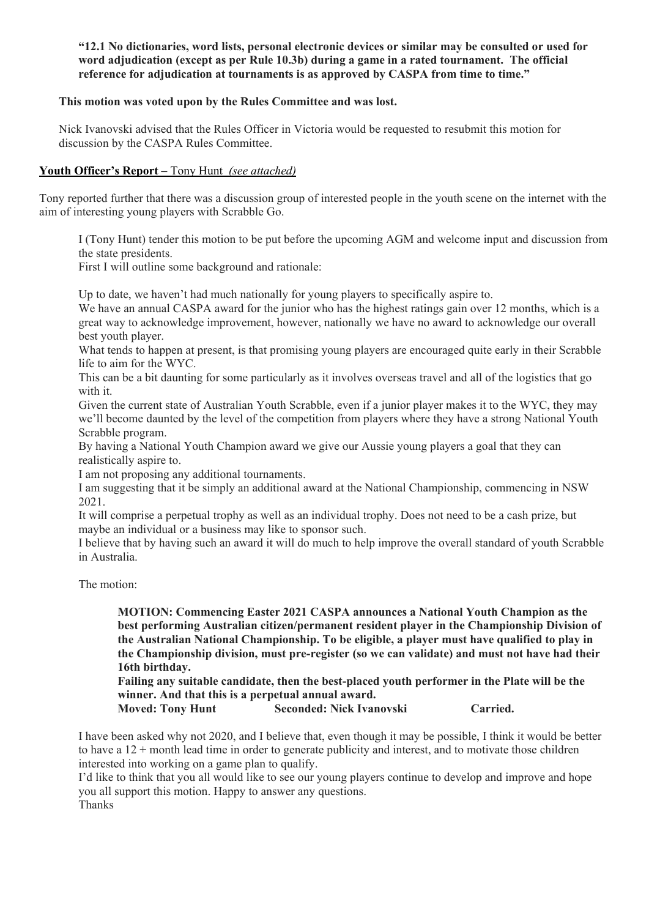**"12.1 No dictionaries, word lists, personal electronic devices or similar may be consulted or used for word adjudication (except as per Rule 10.3b) during a game in a rated tournament. The official reference for adjudication at tournaments is as approved by CASPA from time to time."**

**This motion was voted upon by the Rules Committee and was lost.**

Nick Ivanovski advised that the Rules Officer in Victoria would be requested to resubmit this motion for discussion by the CASPA Rules Committee.

**Youth Officer's Report –** Tony Hunt *(see attached)*

Tony reported further that there was a discussion group of interested people in the youth scene on the internet with the aim of interesting young players with Scrabble Go.

I (Tony Hunt) tender this motion to be put before the upcoming AGM and welcome input and discussion from the state presidents.
First I will outline some background and rationale:

Up to date, we haven't had much nationally for young players to specifically aspire to.
We have an annual CASPA award for the junior who has the highest ratings gain over 12 months, which is a great way to acknowledge improvement, however, nationally we have no award to acknowledge our overall best youth player.
What tends to happen at present, is that promising young players are encouraged quite early in their Scrabble life to aim for the WYC.
This can be a bit daunting for some particularly as it involves overseas travel and all of the logistics that go with it.
Given the current state of Australian Youth Scrabble, even if a junior player makes it to the WYC, they may we'll become daunted by the level of the competition from players where they have a strong National Youth Scrabble program.
By having a National Youth Champion award we give our Aussie young players a goal that they can realistically aspire to.
I am not proposing any additional tournaments.
I am suggesting that it be simply an additional award at the National Championship, commencing in NSW 2021.
It will comprise a perpetual trophy as well as an individual trophy. Does not need to be a cash prize, but maybe an individual or a business may like to sponsor such.
I believe that by having such an award it will do much to help improve the overall standard of youth Scrabble in Australia.

The motion:

**MOTION: Commencing Easter 2021 CASPA announces a National Youth Champion as the best performing Australian citizen/permanent resident player in the Championship Division of the Australian National Championship. To be eligible, a player must have qualified to play in the Championship division, must pre-register (so we can validate) and must not have had their 16th birthday.**
**Failing any suitable candidate, then the best-placed youth performer in the Plate will be the winner. And that this is a perpetual annual award.**
**Moved: Tony Hunt Seconded: Nick Ivanovski Carried.**

I have been asked why not 2020, and I believe that, even though it may be possible, I think it would be better to have a 12 + month lead time in order to generate publicity and interest, and to motivate those children interested into working on a game plan to qualify.
I'd like to think that you all would like to see our young players continue to develop and improve and hope you all support this motion. Happy to answer any questions.
Thanks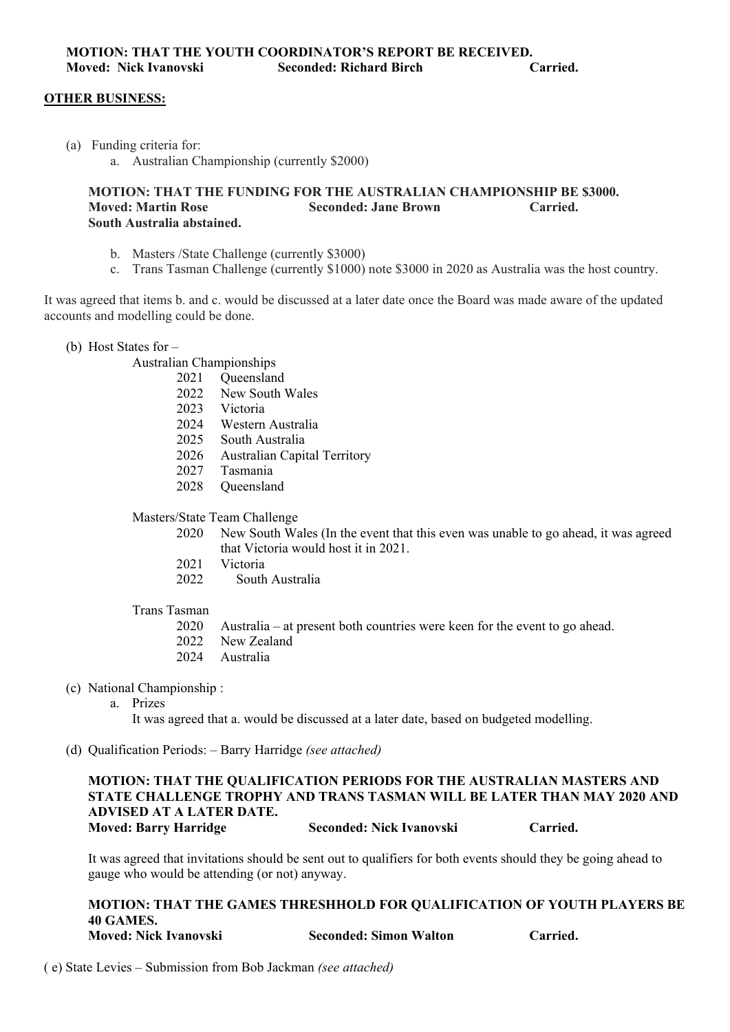**MOTION: THAT THE YOUTH COORDINATOR'S REPORT BE RECEIVED.**
**Moved: Nick Ivanovski Seconded: Richard Birch Carried.**

**OTHER BUSINESS:**

(a) Funding criteria for:

a. Australian Championship (currently $2000)

**MOTION: THAT THE FUNDING FOR THE AUSTRALIAN CHAMPIONSHIP BE $3000.**
**Moved: Martin Rose Seconded: Jane Brown Carried.**
**South Australia abstained.**

b. Masters /State Challenge (currently $3000)

c. Trans Tasman Challenge (currently $1000) note $3000 in 2020 as Australia was the host country.

It was agreed that items b. and c. would be discussed at a later date once the Board was made aware of the updated accounts and modelling could be done.

(b) Host States for –

Australian Championships

2021 Queensland
2022 New South Wales
2023 Victoria
2024 Western Australia
2025 South Australia
2026 Australian Capital Territory
2027 Tasmania
2028 Queensland

Masters/State Team Challenge

2020 New South Wales (In the event that this even was unable to go ahead, it was agreed that Victoria would host it in 2021.
2021 Victoria
2022 South Australia

Trans Tasman

2020 Australia – at present both countries were keen for the event to go ahead.
2022 New Zealand
2024 Australia

(c) National Championship :

a. Prizes

It was agreed that a. would be discussed at a later date, based on budgeted modelling.

(d) Qualification Periods: – Barry Harridge *(see attached)*

**MOTION: THAT THE QUALIFICATION PERIODS FOR THE AUSTRALIAN MASTERS AND STATE CHALLENGE TROPHY AND TRANS TASMAN WILL BE LATER THAN MAY 2020 AND ADVISED AT A LATER DATE.**
**Moved: Barry Harridge Seconded: Nick Ivanovski Carried.**

It was agreed that invitations should be sent out to qualifiers for both events should they be going ahead to gauge who would be attending (or not) anyway.

**MOTION: THAT THE GAMES THRESHHOLD FOR QUALIFICATION OF YOUTH PLAYERS BE 40 GAMES.**
**Moved: Nick Ivanovski Seconded: Simon Walton Carried.**

( e) State Levies – Submission from Bob Jackman *(see attached)*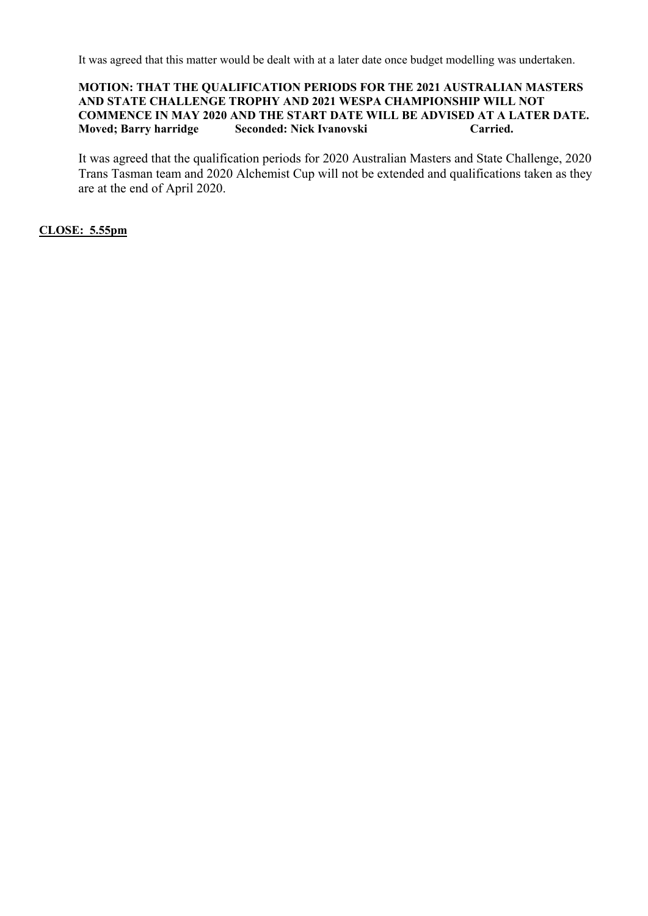It was agreed that this matter would be dealt with at a later date once budget modelling was undertaken.

**MOTION: THAT THE QUALIFICATION PERIODS FOR THE 2021 AUSTRALIAN MASTERS AND STATE CHALLENGE TROPHY AND 2021 WESPA CHAMPIONSHIP WILL NOT COMMENCE IN MAY 2020 AND THE START DATE WILL BE ADVISED AT A LATER DATE.**
**Moved; Barry harridge Seconded: Nick Ivanovski Carried.**

It was agreed that the qualification periods for 2020 Australian Masters and State Challenge, 2020 Trans Tasman team and 2020 Alchemist Cup will not be extended and qualifications taken as they are at the end of April 2020.

**CLOSE: 5.55pm**